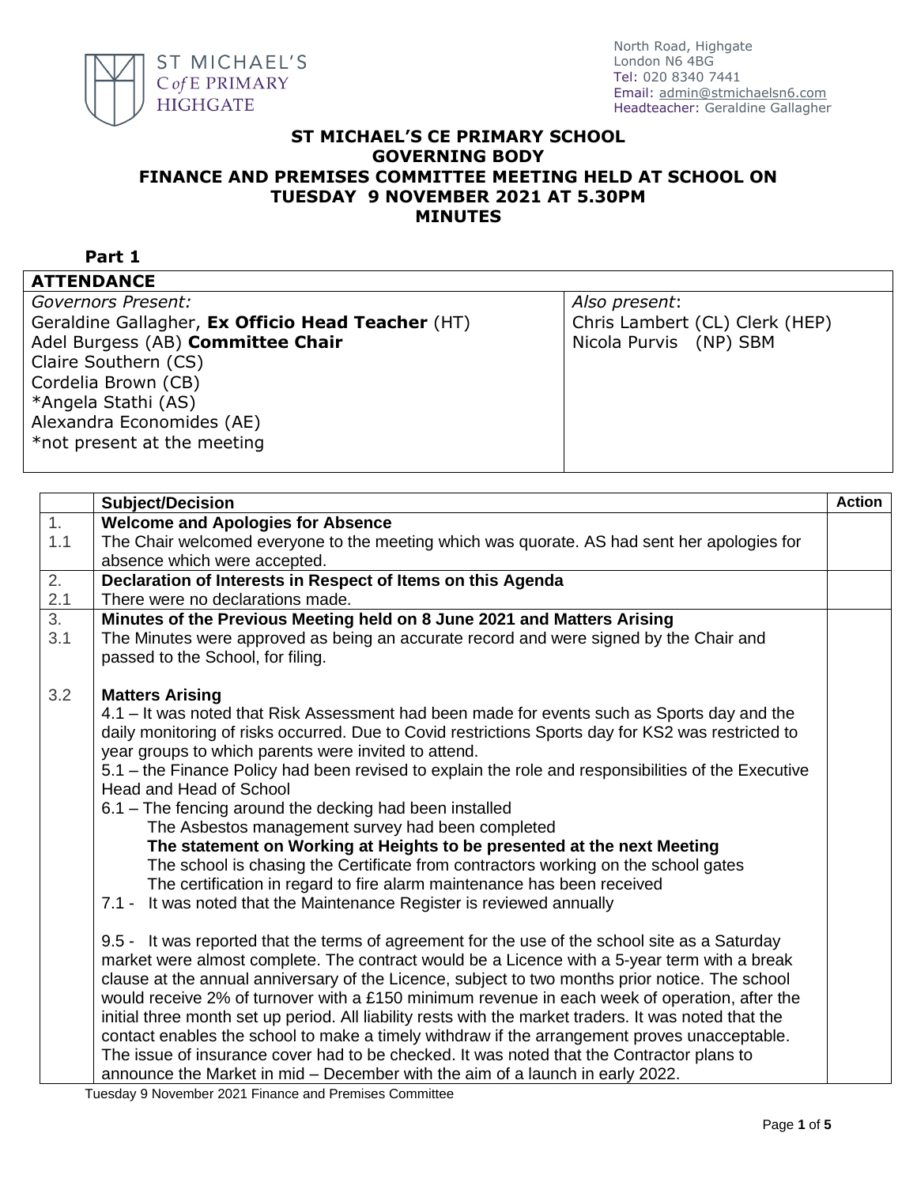ST MICHAEL'S C of E PRIMARY HIGHGATE

North Road, Highgate
London N6 4BG
Tel: 020 8340 7441
Email: admin@stmichaelsn6.com
Headteacher: Geraldine Gallagher

# ST MICHAEL'S CE PRIMARY SCHOOL
# GOVERNING BODY
# FINANCE AND PREMISES COMMITTEE MEETING HELD AT SCHOOL ON TUESDAY 9 NOVEMBER 2021 AT 5.30PM
# MINUTES

**Part 1**

| ATTENDANCE | |
|---|---|
| *Governors Present:*<br>Geraldine Gallagher, **Ex Officio Head Teacher** (HT)<br>Adel Burgess (AB) **Committee Chair**<br>Claire Southern (CS)<br>Cordelia Brown (CB)<br>\*Angela Stathi (AS)<br>Alexandra Economides (AE)<br>\*not present at the meeting | *Also present*:<br>Chris Lambert (CL) Clerk (HEP)<br>Nicola Purvis (NP) SBM |

| | **Subject/Decision** | **Action** |
|---|---|---|
| 1. | **Welcome and Apologies for Absence** | |
| 1.1 | The Chair welcomed everyone to the meeting which was quorate. AS had sent her apologies for absence which were accepted. | |
| 2. | **Declaration of Interests in Respect of Items on this Agenda** | |
| 2.1 | There were no declarations made. | |
| 3. | **Minutes of the Previous Meeting held on 8 June 2021 and Matters Arising** | |
| 3.1 | The Minutes were approved as being an accurate record and were signed by the Chair and passed to the School, for filing. | |
| 3.2 | **Matters Arising**<br>4.1 – It was noted that Risk Assessment had been made for events such as Sports day and the daily monitoring of risks occurred. Due to Covid restrictions Sports day for KS2 was restricted to year groups to which parents were invited to attend.<br>5.1 – the Finance Policy had been revised to explain the role and responsibilities of the Executive Head and Head of School<br>6.1 – The fencing around the decking had been installed<br>The Asbestos management survey had been completed<br>**The statement on Working at Heights to be presented at the next Meeting**<br>The school is chasing the Certificate from contractors working on the school gates<br>The certification in regard to fire alarm maintenance has been received<br>7.1 - It was noted that the Maintenance Register is reviewed annually<br><br>9.5 - It was reported that the terms of agreement for the use of the school site as a Saturday market were almost complete. The contract would be a Licence with a 5-year term with a break clause at the annual anniversary of the Licence, subject to two months prior notice. The school would receive 2% of turnover with a £150 minimum revenue in each week of operation, after the initial three month set up period. All liability rests with the market traders. It was noted that the contact enables the school to make a timely withdraw if the arrangement proves unacceptable. The issue of insurance cover had to be checked. It was noted that the Contractor plans to announce the Market in mid – December with the aim of a launch in early 2022. | |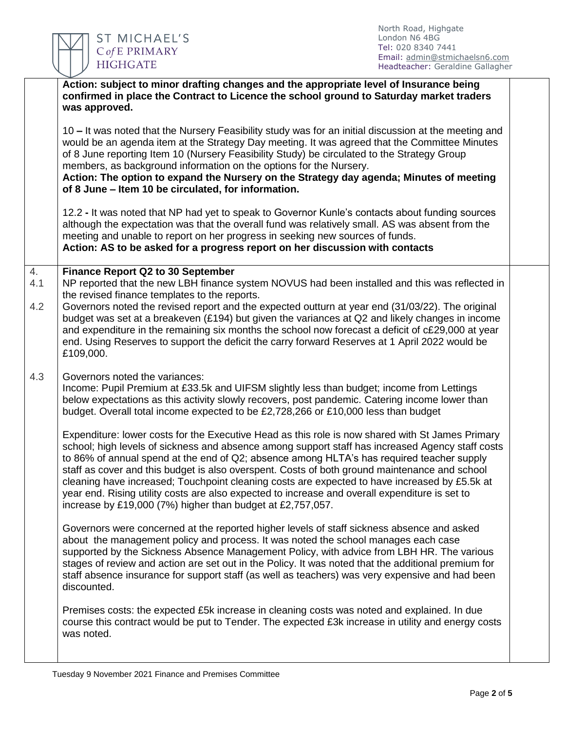**Action: subject to minor drafting changes and the appropriate level of Insurance being confirmed in place the Contract to Licence the school ground to Saturday market traders was approved.**

10 – It was noted that the Nursery Feasibility study was for an initial discussion at the meeting and would be an agenda item at the Strategy Day meeting. It was agreed that the Committee Minutes of 8 June reporting Item 10 (Nursery Feasibility Study) be circulated to the Strategy Group members, as background information on the options for the Nursery.
**Action: The option to expand the Nursery on the Strategy day agenda; Minutes of meeting of 8 June – Item 10 be circulated, for information.**

12.2 - It was noted that NP had yet to speak to Governor Kunle's contacts about funding sources although the expectation was that the overall fund was relatively small. AS was absent from the meeting and unable to report on her progress in seeking new sources of funds.
**Action: AS to be asked for a progress report on her discussion with contacts**

4. **Finance Report Q2 to 30 September**

4.1 NP reported that the new LBH finance system NOVUS had been installed and this was reflected in the revised finance templates to the reports.

4.2 Governors noted the revised report and the expected outturn at year end (31/03/22). The original budget was set at a breakeven (£194) but given the variances at Q2 and likely changes in income and expenditure in the remaining six months the school now forecast a deficit of c£29,000 at year end. Using Reserves to support the deficit the carry forward Reserves at 1 April 2022 would be £109,000.

4.3 Governors noted the variances:
Income: Pupil Premium at £33.5k and UIFSM slightly less than budget; income from Lettings below expectations as this activity slowly recovers, post pandemic. Catering income lower than budget. Overall total income expected to be £2,728,266 or £10,000 less than budget

Expenditure: lower costs for the Executive Head as this role is now shared with St James Primary school; high levels of sickness and absence among support staff has increased Agency staff costs to 86% of annual spend at the end of Q2; absence among HLTA's has required teacher supply staff as cover and this budget is also overspent. Costs of both ground maintenance and school cleaning have increased; Touchpoint cleaning costs are expected to have increased by £5.5k at year end. Rising utility costs are also expected to increase and overall expenditure is set to increase by £19,000 (7%) higher than budget at £2,757,057.

Governors were concerned at the reported higher levels of staff sickness absence and asked about the management policy and process. It was noted the school manages each case supported by the Sickness Absence Management Policy, with advice from LBH HR. The various stages of review and action are set out in the Policy. It was noted that the additional premium for staff absence insurance for support staff (as well as teachers) was very expensive and had been discounted.

Premises costs: the expected £5k increase in cleaning costs was noted and explained. In due course this contract would be put to Tender. The expected £3k increase in utility and energy costs was noted.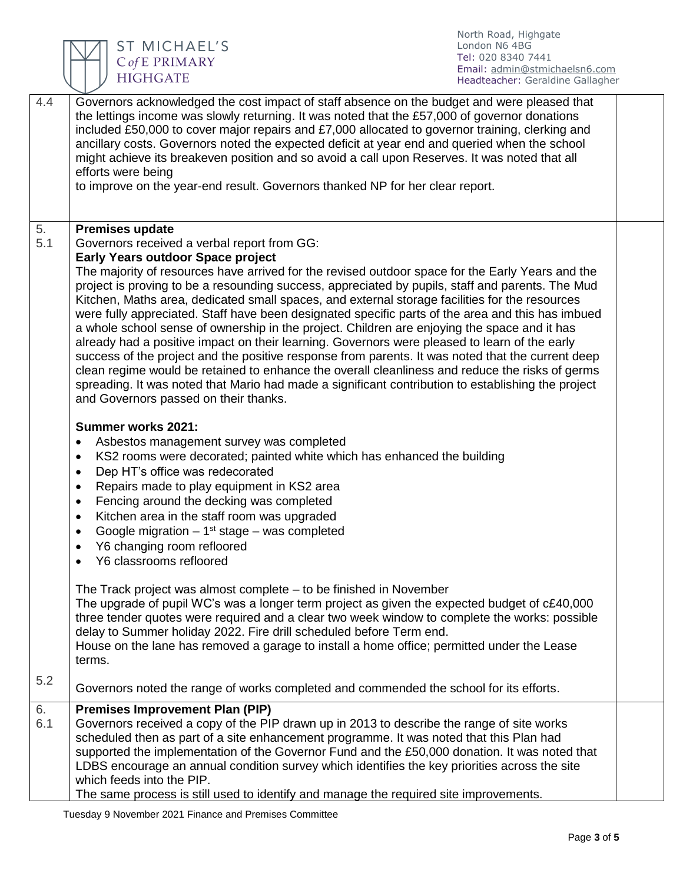| | | |
|---|---|---|
| 4.4 | Governors acknowledged the cost impact of staff absence on the budget and were pleased that the lettings income was slowly returning. It was noted that the £57,000 of governor donations included £50,000 to cover major repairs and £7,000 allocated to governor training, clerking and ancillary costs. Governors noted the expected deficit at year end and queried when the school might achieve its breakeven position and so avoid a call upon Reserves. It was noted that all efforts were being<br>to improve on the year-end result. Governors thanked NP for her clear report. | |
| 5.<br>5.1 | **Premises update**<br>Governors received a verbal report from GG:<br>**Early Years outdoor Space project**<br>The majority of resources have arrived for the revised outdoor space for the Early Years and the project is proving to be a resounding success, appreciated by pupils, staff and parents. The Mud Kitchen, Maths area, dedicated small spaces, and external storage facilities for the resources were fully appreciated. Staff have been designated specific parts of the area and this has imbued a whole school sense of ownership in the project. Children are enjoying the space and it has already had a positive impact on their learning. Governors were pleased to learn of the early success of the project and the positive response from parents. It was noted that the current deep clean regime would be retained to enhance the overall cleanliness and reduce the risks of germs spreading. It was noted that Mario had made a significant contribution to establishing the project and Governors passed on their thanks.<br><br>**Summer works 2021:**<br>• Asbestos management survey was completed<br>• KS2 rooms were decorated; painted white which has enhanced the building<br>• Dep HT's office was redecorated<br>• Repairs made to play equipment in KS2 area<br>• Fencing around the decking was completed<br>• Kitchen area in the staff room was upgraded<br>• Google migration – 1st stage – was completed<br>• Y6 changing room refloored<br>• Y6 classrooms refloored<br><br>The Track project was almost complete – to be finished in November<br>The upgrade of pupil WC's was a longer term project as given the expected budget of c£40,000 three tender quotes were required and a clear two week window to complete the works: possible delay to Summer holiday 2022. Fire drill scheduled before Term end.<br>House on the lane has removed a garage to install a home office; permitted under the Lease terms. | |
| 5.2 | Governors noted the range of works completed and commended the school for its efforts. | |
| 6.<br>6.1 | **Premises Improvement Plan (PIP)**<br>Governors received a copy of the PIP drawn up in 2013 to describe the range of site works scheduled then as part of a site enhancement programme. It was noted that this Plan had supported the implementation of the Governor Fund and the £50,000 donation. It was noted that LDBS encourage an annual condition survey which identifies the key priorities across the site which feeds into the PIP.<br>The same process is still used to identify and manage the required site improvements. | |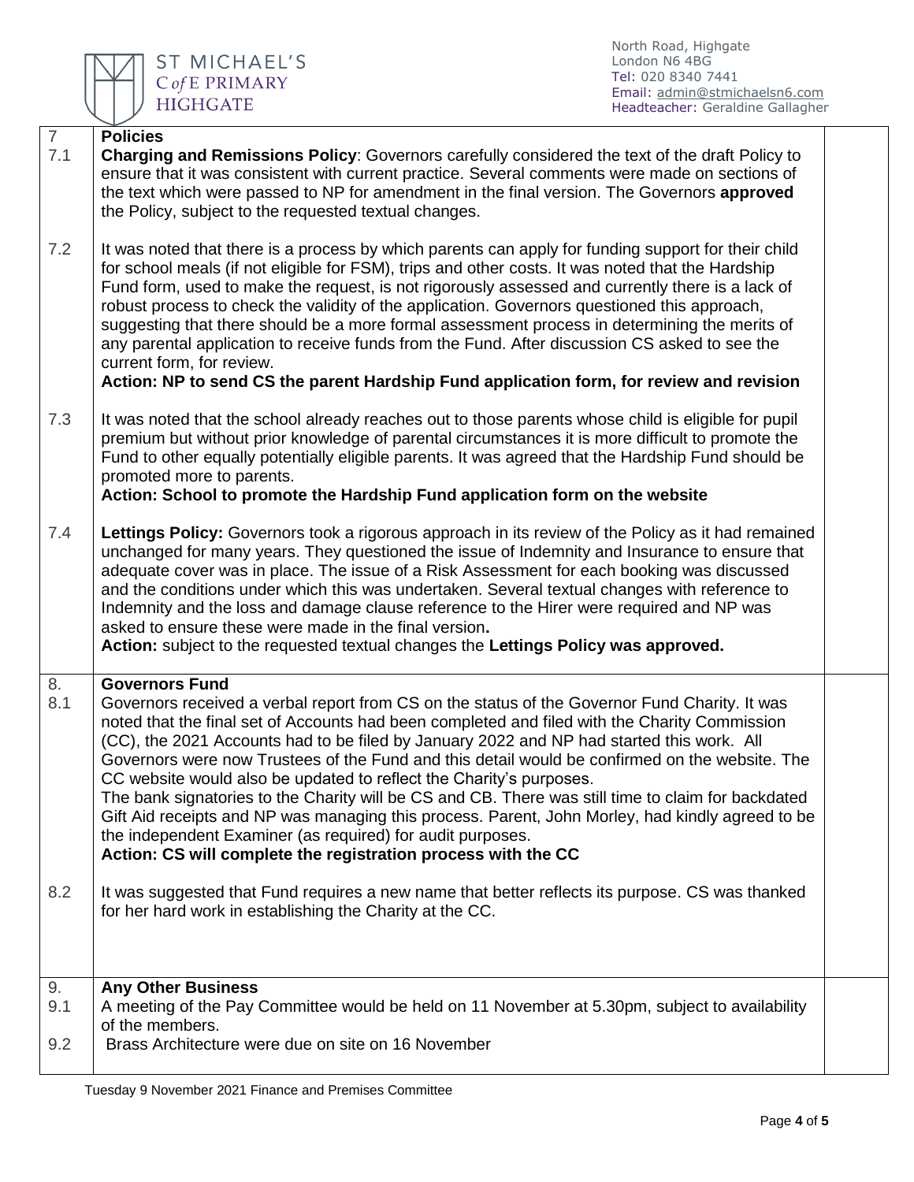| | | |
|---|---|---|
| 7<br>7.1 | **Policies**<br>**Charging and Remissions Policy**: Governors carefully considered the text of the draft Policy to ensure that it was consistent with current practice. Several comments were made on sections of the text which were passed to NP for amendment in the final version. The Governors **approved** the Policy, subject to the requested textual changes. | |
| 7.2 | It was noted that there is a process by which parents can apply for funding support for their child for school meals (if not eligible for FSM), trips and other costs. It was noted that the Hardship Fund form, used to make the request, is not rigorously assessed and currently there is a lack of robust process to check the validity of the application. Governors questioned this approach, suggesting that there should be a more formal assessment process in determining the merits of any parental application to receive funds from the Fund. After discussion CS asked to see the current form, for review.<br>**Action: NP to send CS the parent Hardship Fund application form, for review and revision** | |
| 7.3 | It was noted that the school already reaches out to those parents whose child is eligible for pupil premium but without prior knowledge of parental circumstances it is more difficult to promote the Fund to other equally potentially eligible parents. It was agreed that the Hardship Fund should be promoted more to parents.<br>**Action: School to promote the Hardship Fund application form on the website** | |
| 7.4 | **Lettings Policy:** Governors took a rigorous approach in its review of the Policy as it had remained unchanged for many years. They questioned the issue of Indemnity and Insurance to ensure that adequate cover was in place. The issue of a Risk Assessment for each booking was discussed and the conditions under which this was undertaken. Several textual changes with reference to Indemnity and the loss and damage clause reference to the Hirer were required and NP was asked to ensure these were made in the final version**.**<br>**Action:** subject to the requested textual changes the **Lettings Policy was approved.** | |
| 8.<br>8.1 | **Governors Fund**<br>Governors received a verbal report from CS on the status of the Governor Fund Charity. It was noted that the final set of Accounts had been completed and filed with the Charity Commission (CC), the 2021 Accounts had to be filed by January 2022 and NP had started this work. All Governors were now Trustees of the Fund and this detail would be confirmed on the website. The CC website would also be updated to reflect the Charity's purposes.<br>The bank signatories to the Charity will be CS and CB. There was still time to claim for backdated Gift Aid receipts and NP was managing this process. Parent, John Morley, had kindly agreed to be the independent Examiner (as required) for audit purposes.<br>**Action: CS will complete the registration process with the CC** | |
| 8.2 | It was suggested that Fund requires a new name that better reflects its purpose. CS was thanked for her hard work in establishing the Charity at the CC. | |
| 9.<br>9.1 | **Any Other Business**<br>A meeting of the Pay Committee would be held on 11 November at 5.30pm, subject to availability of the members. | |
| 9.2 | Brass Architecture were due on site on 16 November | |

Tuesday 9 November 2021 Finance and Premises Committee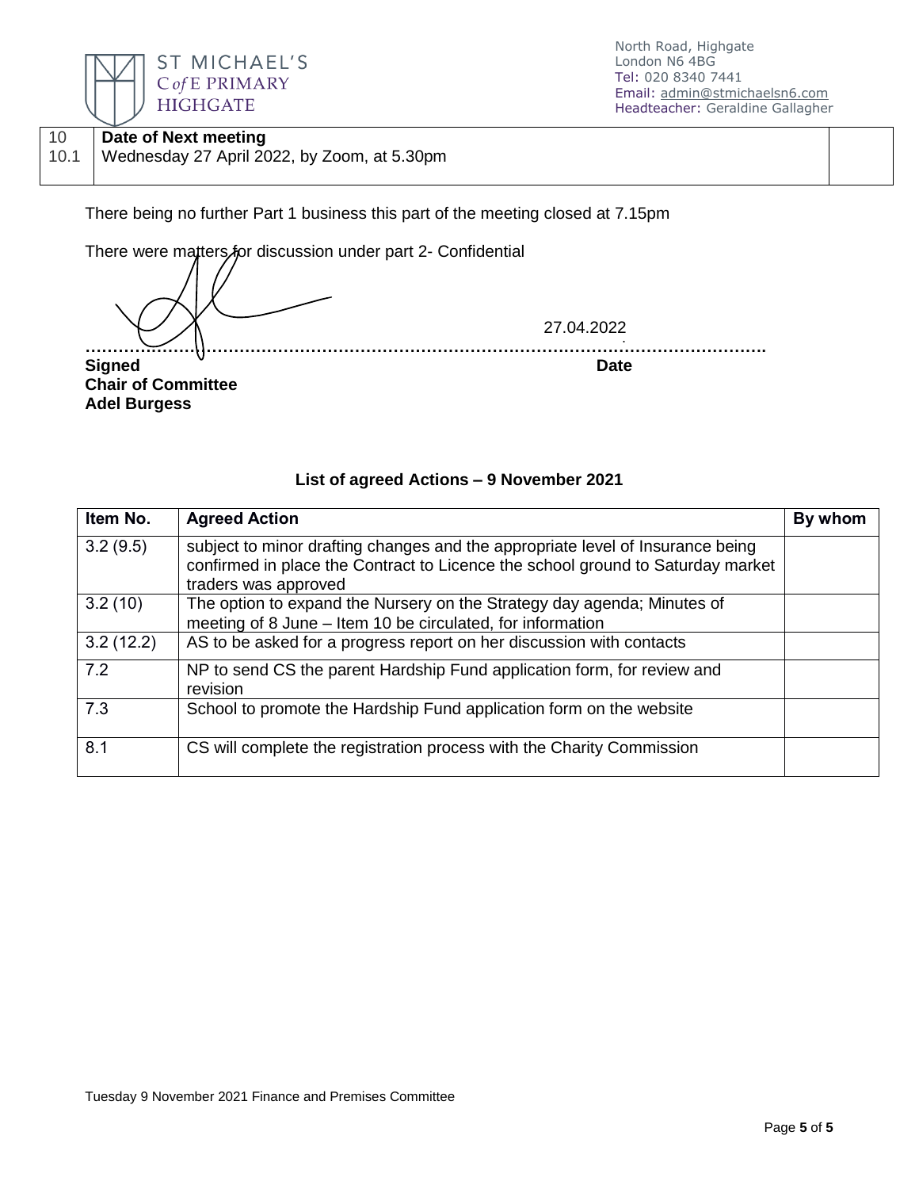| | | |
|---|---|---|
| 10 | **Date of Next meeting** | |
| 10.1 | Wednesday 27 April 2022, by Zoom, at 5.30pm | |

There being no further Part 1 business this part of the meeting closed at 7.15pm

There were matters for discussion under part 2- Confidential

27.04.2022

…………………………………………………………………………………………………………………

**Signed** **Date**
**Chair of Committee**
**Adel Burgess**

### List of agreed Actions – 9 November 2021

| Item No. | Agreed Action | By whom |
|---|---|---|
| 3.2 (9.5) | subject to minor drafting changes and the appropriate level of Insurance being confirmed in place the Contract to Licence the school ground to Saturday market traders was approved | |
| 3.2 (10) | The option to expand the Nursery on the Strategy day agenda; Minutes of meeting of 8 June – Item 10 be circulated, for information | |
| 3.2 (12.2) | AS to be asked for a progress report on her discussion with contacts | |
| 7.2 | NP to send CS the parent Hardship Fund application form, for review and revision | |
| 7.3 | School to promote the Hardship Fund application form on the website | |
| 8.1 | CS will complete the registration process with the Charity Commission | |